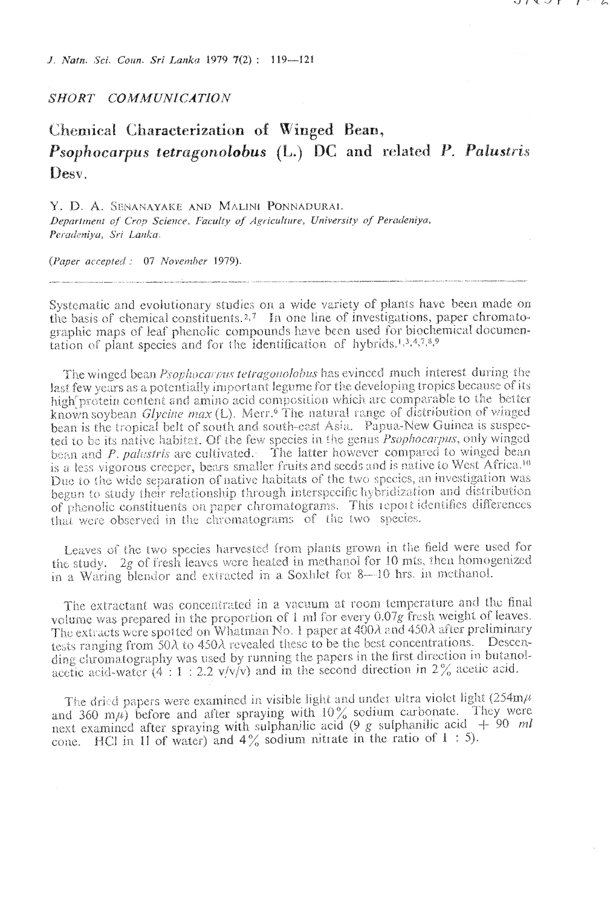*SHORT COMMUNICATION*

# Chemical Characterization of Winged Bean, *Psophocarpus tetragonolobus* (L.) DC and related *P. Palustris* Desv.

Y. D. A. SENANAYAKE AND MALINI PONNADURAI.

*Department of Crop Science, Faculty of Agriculture, University of Peradeniya, Peradeniya, Sri Lanka.*

(*Paper accepted*: 07 November 1979).

Systematic and evolutionary studies on a wide variety of plants have been made on the basis of chemical constituents.[2,7] In one line of investigations, paper chromatographic maps of leaf phenolic compounds have been used for biochemical documentation of plant species and for the identification of hybrids.[1,3,4,7,8,9]

The winged bean *Psophocarpus tetragonolobus* has evinced much interest during the last few years as a potentially important legume for the developing tropics because of its high protein content and amino acid composition which are comparable to the better known soybean *Glycine max* (L). Merr.[6] The natural range of distribution of winged bean is the tropical belt of south and south-east Asia. Papua-New Guinea is suspected to be its native habitat. Of the few species in the genus *Psophocarpus*, only winged bean and *P. palustris* are cultivated. The latter however compared to winged bean is a less vigorous creeper, bears smaller fruits and seeds and is native to West Africa.[10] Due to the wide separation of native habitats of the two species, an investigation was begun to study their relationship through interspecific hybridization and distribution of phenolic constituents on paper chromatograms. This report identifies differences that were observed in the chromatograms of the two species.

Leaves of the two species harvested from plants grown in the field were used for the study. 2*g* of fresh leaves were heated in methanol for 10 mts. then homogenized in a Waring blendor and extracted in a Soxhlet for 8—10 hrs. in methanol.

The extractant was concentrated in a vacuum at room temperature and the final volume was prepared in the proportion of 1 ml for every 0.07*g* fresh weight of leaves. The extracts were spotted on Whatman No. 1 paper at 400$\lambda$ and 450$\lambda$ after preliminary tests ranging from 50$\lambda$ to 450$\lambda$ revealed these to be the best concentrations. Descending chromatography was used by running the papers in the first direction in butanol-acetic acid-water (4 : 1 : 2.2 v/v/v) and in the second direction in 2% acetic acid.

The dried papers were examined in visible light and under ultra violet light (254m$\mu$ and 360 m$\mu$) before and after spraying with 10% sodium carbonate. They were next examined after spraying with sulphanilic acid (9 *g* sulphanilic acid + 90 *ml* conc. HCl in 1l of water) and 4% sodium nitrate in the ratio of 1 : 5).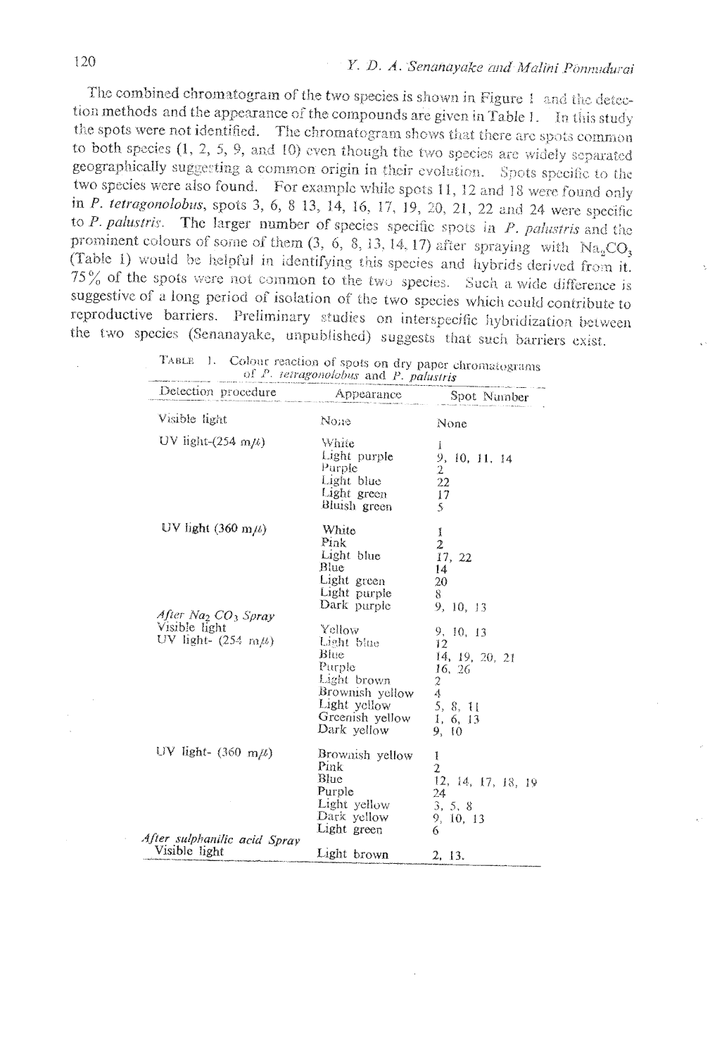The combined chromatogram of the two species is shown in Figure 1 and the detection methods and the appearance of the compounds are given in Table 1. In this study the spots were not identified. The chromatogram shows that there are spots common to both species (1, 2, 5, 9, and 10) even though the two species are widely separated geographically suggesting a common origin in their evolution. Spots specific to the two species were also found. For example while spots 11, 12 and 18 were found only in *P. tetragonolobus*, spots 3, 6, 8 13, 14, 16, 17, 19, 20, 21, 22 and 24 were specific to *P. palustris*. The larger number of species specific spots in *P. palustris* and the prominent colours of some of them (3, 6, 8, 13, 14, 17) after spraying with $Na_2CO_3$ (Table 1) would be helpful in identifying this species and hybrids derived from it. 75% of the spots were not common to the two species. Such a wide difference is suggestive of a long period of isolation of the two species which could contribute to reproductive barriers. Preliminary studies on interspecific hybridization between the two species (Senanayake, unpublished) suggests that such barriers exist.

TABLE 1. Colour reaction of spots on dry paper chromatograms of *P. tetragonolobus* and *P. palustris*

| Detection procedure | Appearance | Spot Number |
|---|---|---|
| Visible light | None | None |
| UV light-(254 $m\mu$) | White | 1 |
| | Light purple | 9, 10, 11, 14 |
| | Purple | 2 |
| | Light blue | 22 |
| | Light green | 17 |
| | Bluish green | 5 |
| UV light (360 $m\mu$) | White | 1 |
| | Pink | 2 |
| | Light blue | 17, 22 |
| | Blue | 14 |
| | Light green | 20 |
| | Light purple | 8 |
| | Dark purple | 9, 10, 13 |
| *After $Na_2CO_3$ Spray* | | |
| Visible light | Yellow | 9, 10, 13 |
| UV light- (254 $m\mu$) | Light blue | 12 |
| | Blue | 14, 19, 20, 21 |
| | Purple | 16, 26 |
| | Light brown | 2 |
| | Brownish yellow | 4 |
| | Light yellow | 5, 8, 11 |
| | Greenish yellow | 1, 6, 13 |
| | Dark yellow | 9, 10 |
| UV light- (360 $m\mu$) | Brownish yellow | 1 |
| | Pink | 2 |
| | Blue | 12, 14, 17, 18, 19 |
| | Purple | 24 |
| | Light yellow | 3, 5, 8 |
| | Dark yellow | 9, 10, 13 |
| | Light green | 6 |
| *After sulphanilic acid Spray* | | |
| Visible light | Light brown | 2, 13. |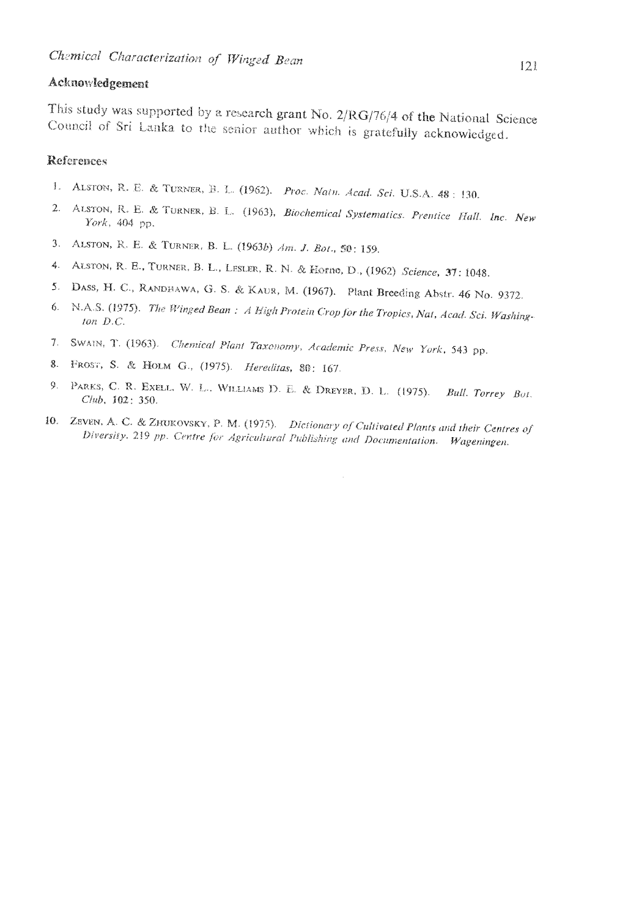## Acknowledgement

This study was supported by a research grant No. 2/RG/76/4 of the National Science Council of Sri Lanka to the senior author which is gratefully acknowledged.

## References

1. ALSTON, R. E. & TURNER, B. L. (1962). *Proc. Natn. Acad. Sci.* U.S.A. **48**: 130.
2. ALSTON, R. E. & TURNER, B. L. (1963), *Biochemical Systematics. Prentice Hall. Inc. New York*, 404 pp.
3. ALSTON, R. E. & TURNER, B. L. (1963*b*) *Am. J. Bot.*, **50**: 159.
4. ALSTON, R. E., TURNER, B. L., LESLER, R. N. & HORNE, D., (1962) *Science*, **37**: 1048.
5. DASS, H. C., RANDHAWA, G. S. & KAUR, M. (1967). Plant Breeding Abstr. 46 No. 9372.
6. N.A.S. (1975). *The Winged Bean : A High Protein Crop for the Tropics, Nat. Acad. Sci. Washington D.C.*
7. SWAIN, T. (1963). *Chemical Plant Taxonomy, Academic Press, New York*, 543 pp.
8. FROST, S. & HOLM G., (1975). *Hereditas*, **80**: 167.
9. PARKS, C. R. EXELL, W. L., WILLIAMS D. E. & DREYER, D. L. (1975). *Bull. Torrey Bot. Club*, **102**: 350.
10. ZEVEN, A. C. & ZHUKOVSKY, P. M. (1975). *Dictionary of Cultivated Plants and their Centres of Diversity*. 219 *pp. Centre for Agricultural Publishing and Documentation. Wageningen.*